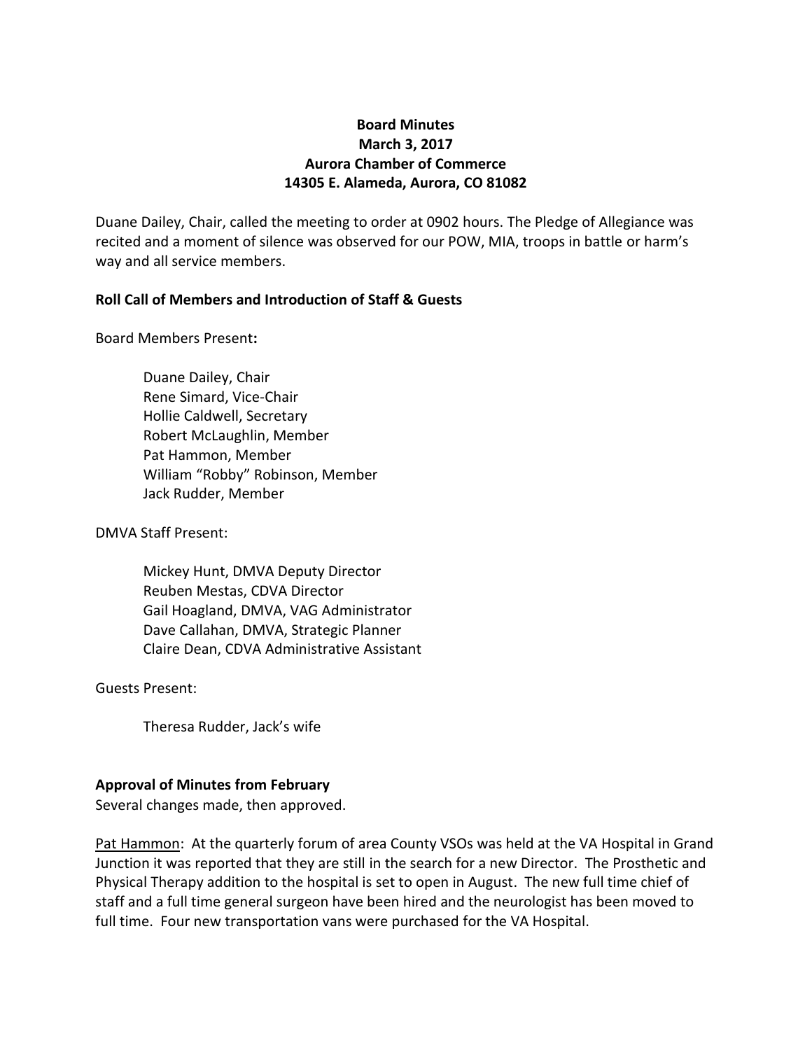**Board Minutes**
**March 3, 2017**
**Aurora Chamber of Commerce**
**14305 E. Alameda, Aurora, CO 81082**

Duane Dailey, Chair, called the meeting to order at 0902 hours. The Pledge of Allegiance was recited and a moment of silence was observed for our POW, MIA, troops in battle or harm's way and all service members.

**Roll Call of Members and Introduction of Staff & Guests**

Board Members Present**:**

Duane Dailey, Chair
Rene Simard, Vice-Chair
Hollie Caldwell, Secretary
Robert McLaughlin, Member
Pat Hammon, Member
William "Robby" Robinson, Member
Jack Rudder, Member

DMVA Staff Present:

Mickey Hunt, DMVA Deputy Director
Reuben Mestas, CDVA Director
Gail Hoagland, DMVA, VAG Administrator
Dave Callahan, DMVA, Strategic Planner
Claire Dean, CDVA Administrative Assistant

Guests Present:

Theresa Rudder, Jack's wife

**Approval of Minutes from February**
Several changes made, then approved.

<u>Pat Hammon</u>: At the quarterly forum of area County VSOs was held at the VA Hospital in Grand Junction it was reported that they are still in the search for a new Director. The Prosthetic and Physical Therapy addition to the hospital is set to open in August. The new full time chief of staff and a full time general surgeon have been hired and the neurologist has been moved to full time. Four new transportation vans were purchased for the VA Hospital.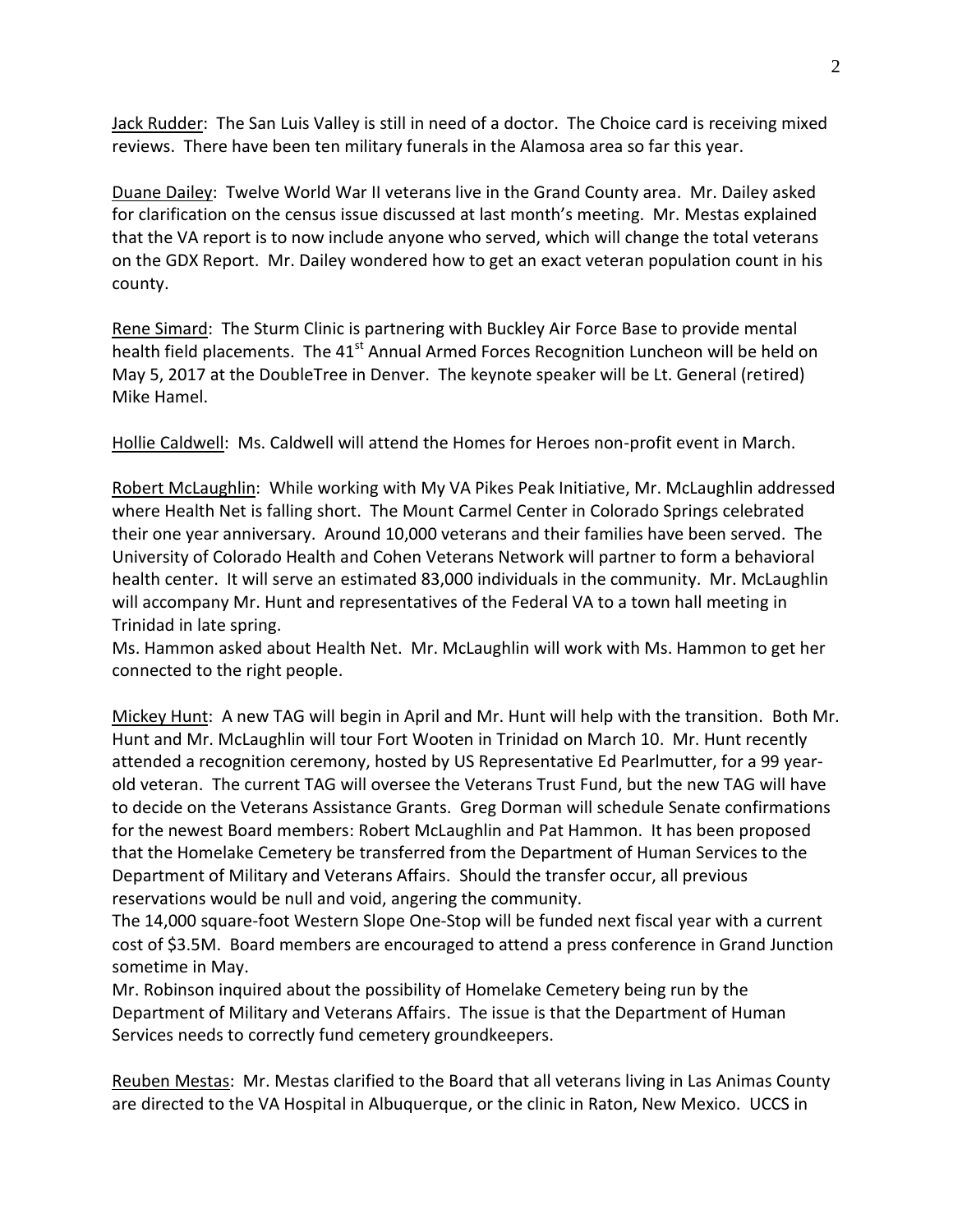Jack Rudder: The San Luis Valley is still in need of a doctor. The Choice card is receiving mixed reviews. There have been ten military funerals in the Alamosa area so far this year.

Duane Dailey: Twelve World War II veterans live in the Grand County area. Mr. Dailey asked for clarification on the census issue discussed at last month's meeting. Mr. Mestas explained that the VA report is to now include anyone who served, which will change the total veterans on the GDX Report. Mr. Dailey wondered how to get an exact veteran population count in his county.

Rene Simard: The Sturm Clinic is partnering with Buckley Air Force Base to provide mental health field placements. The 41st Annual Armed Forces Recognition Luncheon will be held on May 5, 2017 at the DoubleTree in Denver. The keynote speaker will be Lt. General (retired) Mike Hamel.

Hollie Caldwell: Ms. Caldwell will attend the Homes for Heroes non-profit event in March.

Robert McLaughlin: While working with My VA Pikes Peak Initiative, Mr. McLaughlin addressed where Health Net is falling short. The Mount Carmel Center in Colorado Springs celebrated their one year anniversary. Around 10,000 veterans and their families have been served. The University of Colorado Health and Cohen Veterans Network will partner to form a behavioral health center. It will serve an estimated 83,000 individuals in the community. Mr. McLaughlin will accompany Mr. Hunt and representatives of the Federal VA to a town hall meeting in Trinidad in late spring.
Ms. Hammon asked about Health Net. Mr. McLaughlin will work with Ms. Hammon to get her connected to the right people.

Mickey Hunt: A new TAG will begin in April and Mr. Hunt will help with the transition. Both Mr. Hunt and Mr. McLaughlin will tour Fort Wooten in Trinidad on March 10. Mr. Hunt recently attended a recognition ceremony, hosted by US Representative Ed Pearlmutter, for a 99 year-old veteran. The current TAG will oversee the Veterans Trust Fund, but the new TAG will have to decide on the Veterans Assistance Grants. Greg Dorman will schedule Senate confirmations for the newest Board members: Robert McLaughlin and Pat Hammon. It has been proposed that the Homelake Cemetery be transferred from the Department of Human Services to the Department of Military and Veterans Affairs. Should the transfer occur, all previous reservations would be null and void, angering the community.
The 14,000 square-foot Western Slope One-Stop will be funded next fiscal year with a current cost of $3.5M. Board members are encouraged to attend a press conference in Grand Junction sometime in May.
Mr. Robinson inquired about the possibility of Homelake Cemetery being run by the Department of Military and Veterans Affairs. The issue is that the Department of Human Services needs to correctly fund cemetery groundkeepers.

Reuben Mestas: Mr. Mestas clarified to the Board that all veterans living in Las Animas County are directed to the VA Hospital in Albuquerque, or the clinic in Raton, New Mexico. UCCS in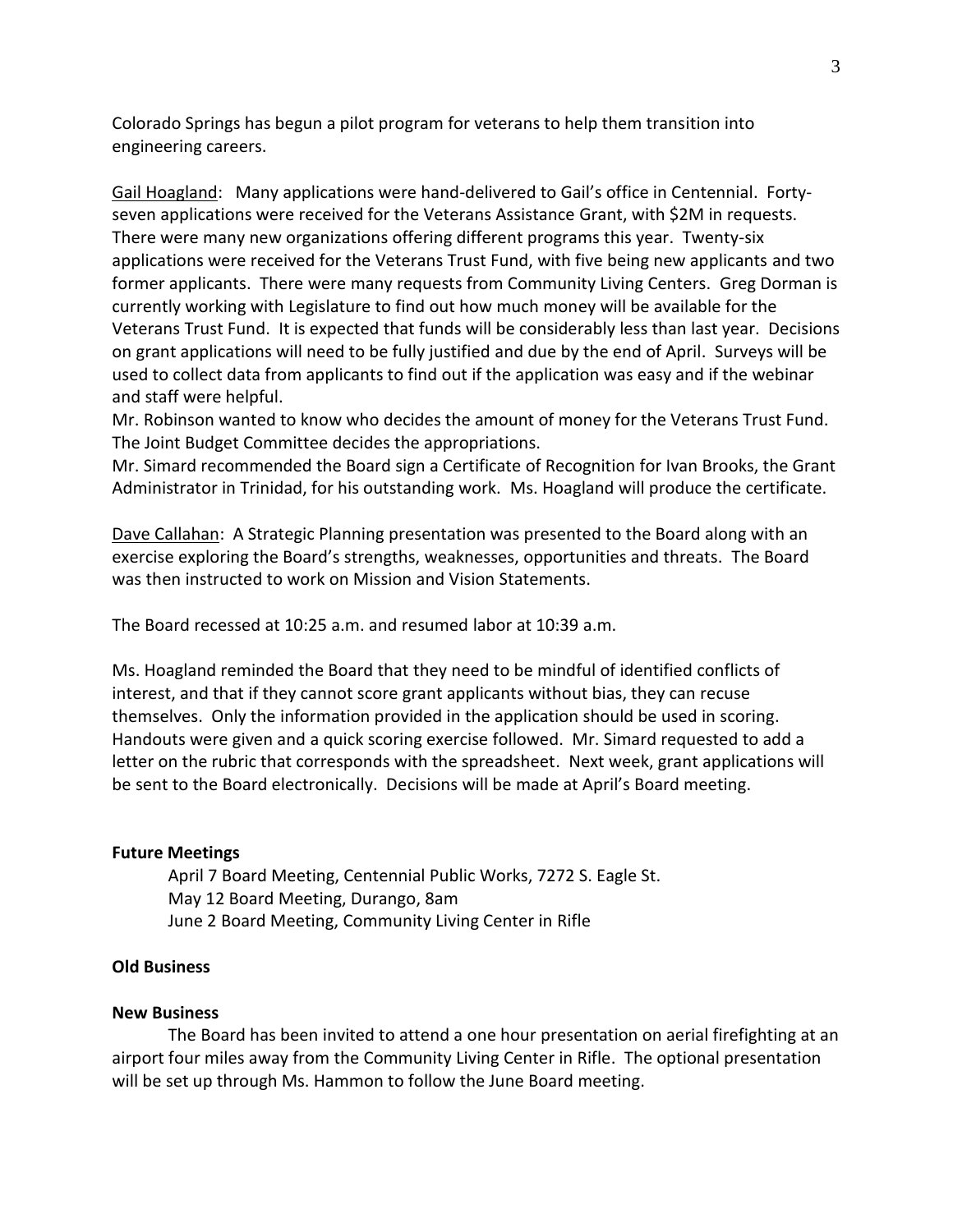Colorado Springs has begun a pilot program for veterans to help them transition into engineering careers.

Gail Hoagland: Many applications were hand-delivered to Gail's office in Centennial. Forty-seven applications were received for the Veterans Assistance Grant, with $2M in requests. There were many new organizations offering different programs this year. Twenty-six applications were received for the Veterans Trust Fund, with five being new applicants and two former applicants. There were many requests from Community Living Centers. Greg Dorman is currently working with Legislature to find out how much money will be available for the Veterans Trust Fund. It is expected that funds will be considerably less than last year. Decisions on grant applications will need to be fully justified and due by the end of April. Surveys will be used to collect data from applicants to find out if the application was easy and if the webinar and staff were helpful.
Mr. Robinson wanted to know who decides the amount of money for the Veterans Trust Fund. The Joint Budget Committee decides the appropriations.
Mr. Simard recommended the Board sign a Certificate of Recognition for Ivan Brooks, the Grant Administrator in Trinidad, for his outstanding work. Ms. Hoagland will produce the certificate.

Dave Callahan: A Strategic Planning presentation was presented to the Board along with an exercise exploring the Board's strengths, weaknesses, opportunities and threats. The Board was then instructed to work on Mission and Vision Statements.

The Board recessed at 10:25 a.m. and resumed labor at 10:39 a.m.

Ms. Hoagland reminded the Board that they need to be mindful of identified conflicts of interest, and that if they cannot score grant applicants without bias, they can recuse themselves. Only the information provided in the application should be used in scoring. Handouts were given and a quick scoring exercise followed. Mr. Simard requested to add a letter on the rubric that corresponds with the spreadsheet. Next week, grant applications will be sent to the Board electronically. Decisions will be made at April's Board meeting.

**Future Meetings**

April 7 Board Meeting, Centennial Public Works, 7272 S. Eagle St.
May 12 Board Meeting, Durango, 8am
June 2 Board Meeting, Community Living Center in Rifle

**Old Business**

**New Business**

The Board has been invited to attend a one hour presentation on aerial firefighting at an airport four miles away from the Community Living Center in Rifle. The optional presentation will be set up through Ms. Hammon to follow the June Board meeting.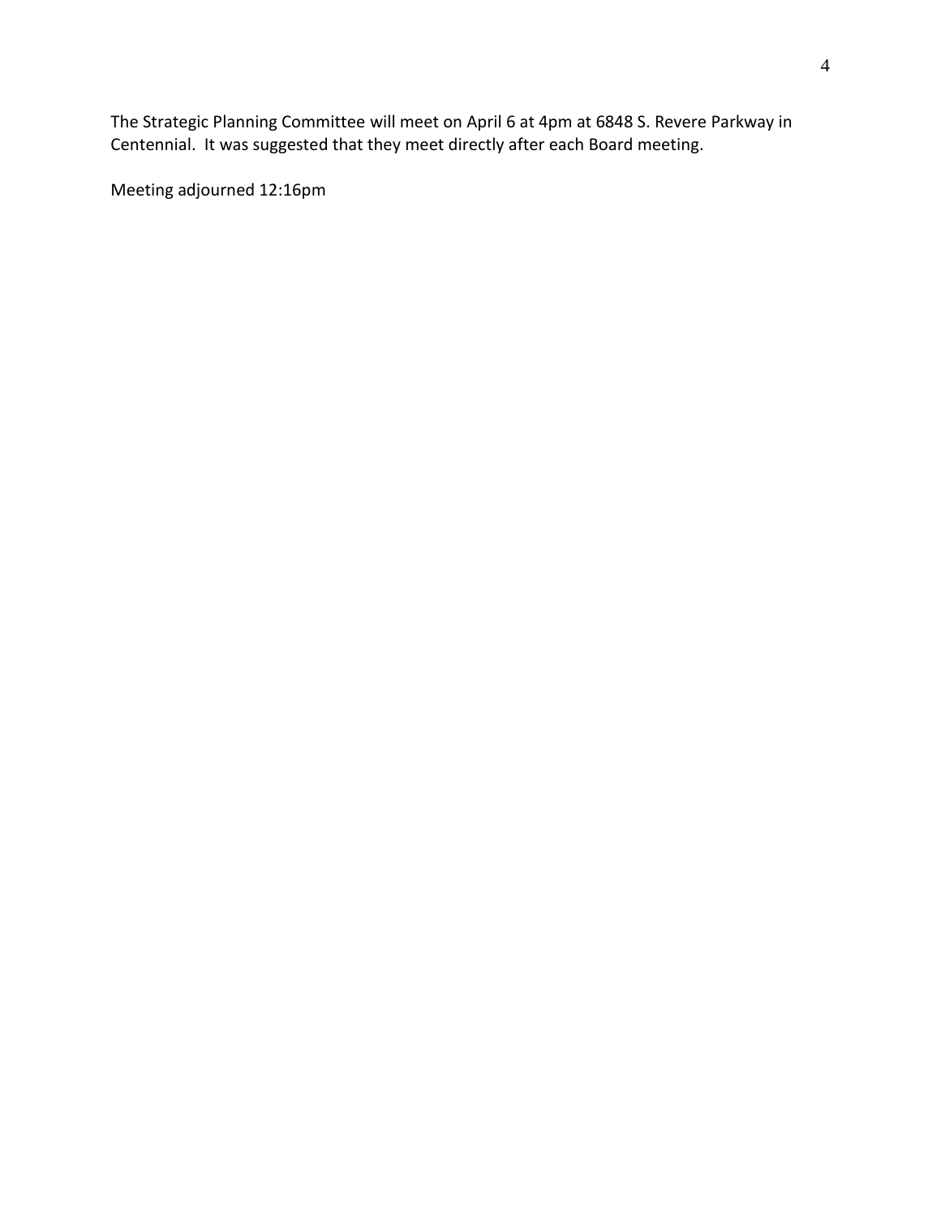The Strategic Planning Committee will meet on April 6 at 4pm at 6848 S. Revere Parkway in Centennial. It was suggested that they meet directly after each Board meeting.

Meeting adjourned 12:16pm